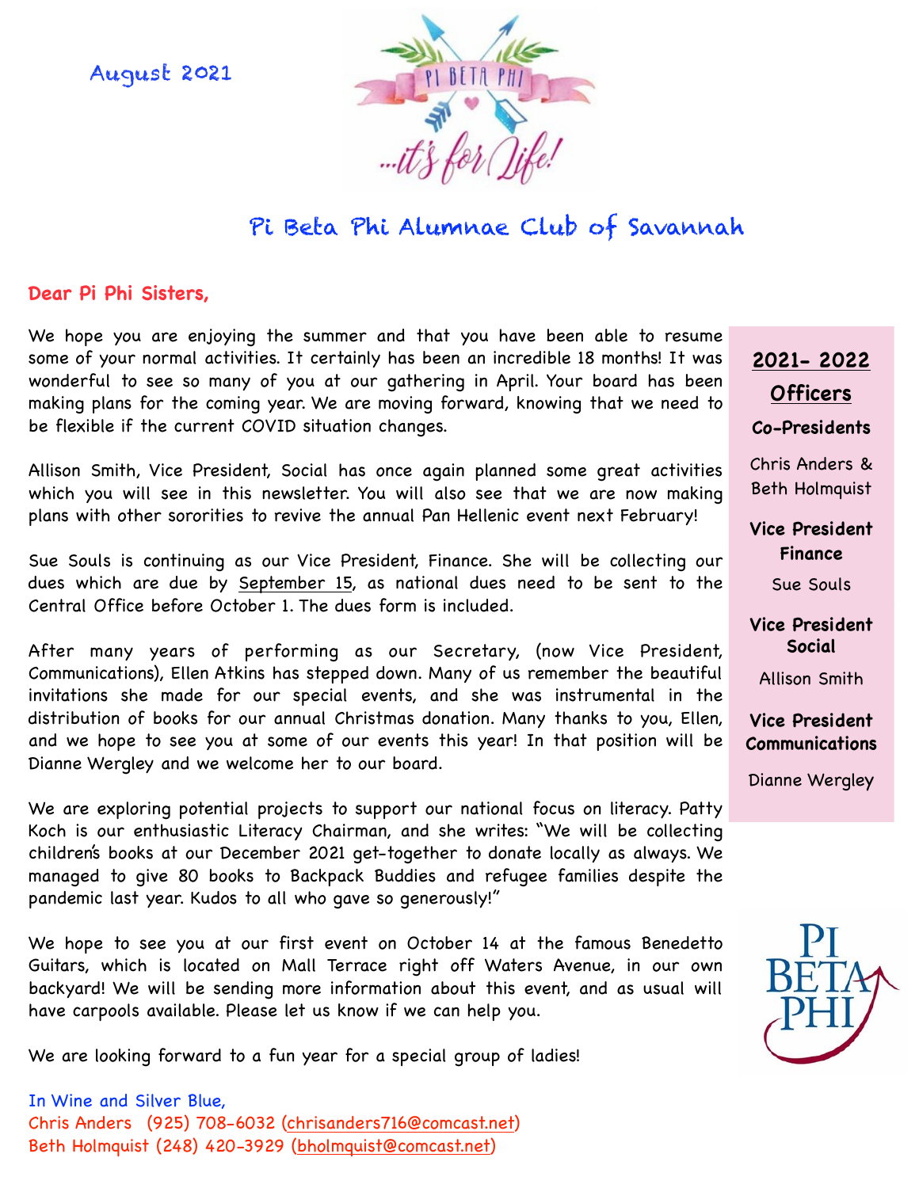August 2021

# Pi Beta Phi Alumnae Club of Savannah

**Dear Pi Phi Sisters,**

We hope you are enjoying the summer and that you have been able to resume some of your normal activities. It certainly has been an incredible 18 months! It was wonderful to see so many of you at our gathering in April. Your board has been making plans for the coming year. We are moving forward, knowing that we need to be flexible if the current COVID situation changes.

Allison Smith, Vice President, Social has once again planned some great activities which you will see in this newsletter. You will also see that we are now making plans with other sororities to revive the annual Pan Hellenic event next February!

Sue Souls is continuing as our Vice President, Finance. She will be collecting our dues which are due by September 15, as national dues need to be sent to the Central Office before October 1. The dues form is included.

After many years of performing as our Secretary, (now Vice President, Communications), Ellen Atkins has stepped down. Many of us remember the beautiful invitations she made for our special events, and she was instrumental in the distribution of books for our annual Christmas donation. Many thanks to you, Ellen, and we hope to see you at some of our events this year! In that position will be Dianne Wergley and we welcome her to our board.

We are exploring potential projects to support our national focus on literacy. Patty Koch is our enthusiastic Literacy Chairman, and she writes: "We will be collecting children's books at our December 2021 get-together to donate locally as always. We managed to give 80 books to Backpack Buddies and refugee families despite the pandemic last year. Kudos to all who gave so generously!"

We hope to see you at our first event on October 14 at the famous Benedetto Guitars, which is located on Mall Terrace right off Waters Avenue, in our own backyard! We will be sending more information about this event, and as usual will have carpools available. Please let us know if we can help you.

We are looking forward to a fun year for a special group of ladies!

In Wine and Silver Blue,
Chris Anders (925) 708-6032 (chrisanders716@comcast.net)
Beth Holmquist (248) 420-3929 (bholmquist@comcast.net)

## 2021- 2022 Officers

**Co-Presidents**

Chris Anders & Beth Holmquist

**Vice President Finance**

Sue Souls

**Vice President Social**

Allison Smith

**Vice President Communications**

Dianne Wergley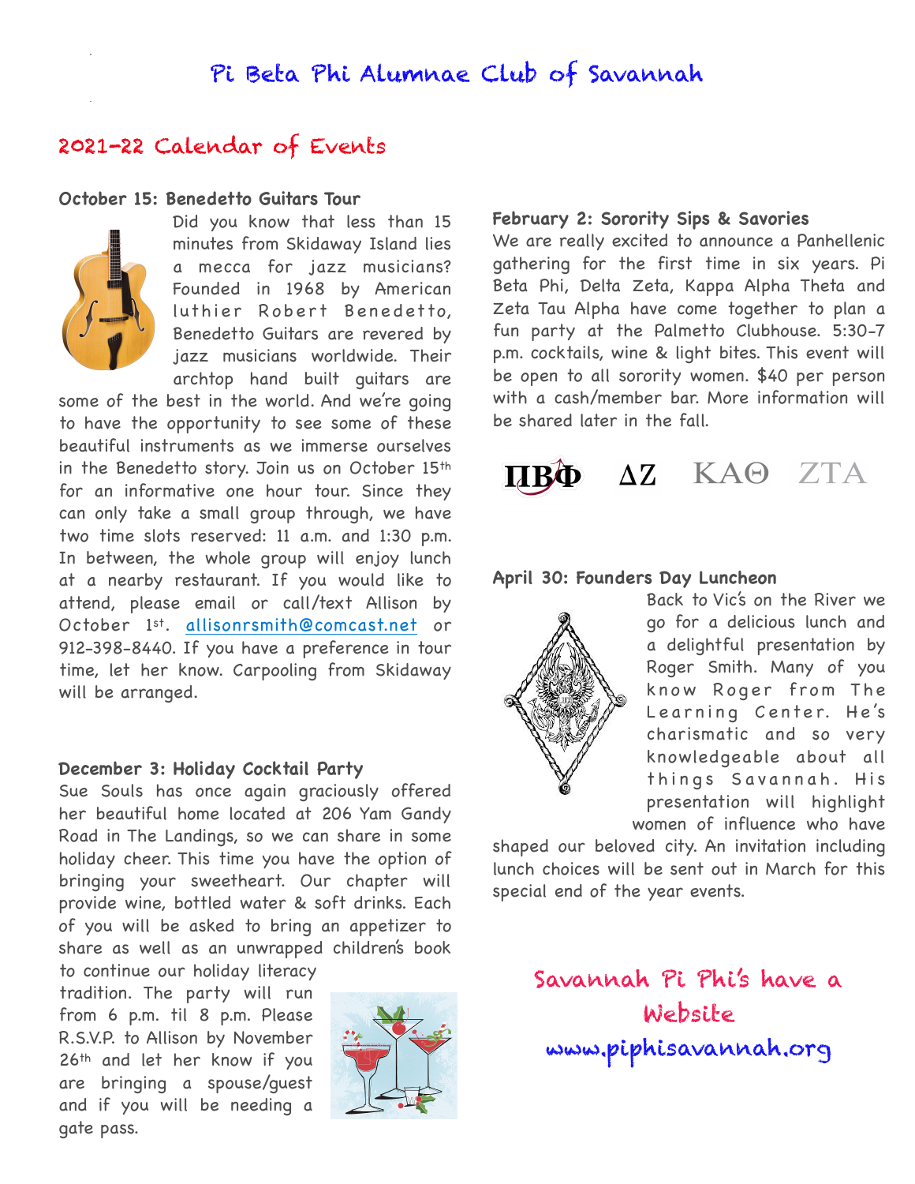# Pi Beta Phi Alumnae Club of Savannah

## 2021-22 Calendar of Events

**October 15: Benedetto Guitars Tour**

Did you know that less than 15 minutes from Skidaway Island lies a mecca for jazz musicians? Founded in 1968 by American luthier Robert Benedetto, Benedetto Guitars are revered by jazz musicians worldwide. Their archtop hand built guitars are some of the best in the world. And we're going to have the opportunity to see some of these beautiful instruments as we immerse ourselves in the Benedetto story. Join us on October 15th for an informative one hour tour. Since they can only take a small group through, we have two time slots reserved: 11 a.m. and 1:30 p.m. In between, the whole group will enjoy lunch at a nearby restaurant. If you would like to attend, please email or call/text Allison by October 1st. allisonrsmith@comcast.net or 912-398-8440. If you have a preference in tour time, let her know. Carpooling from Skidaway will be arranged.

**December 3: Holiday Cocktail Party**

Sue Souls has once again graciously offered her beautiful home located at 206 Yam Gandy Road in The Landings, so we can share in some holiday cheer. This time you have the option of bringing your sweetheart. Our chapter will provide wine, bottled water & soft drinks. Each of you will be asked to bring an appetizer to share as well as an unwrapped children's book to continue our holiday literacy tradition. The party will run from 6 p.m. til 8 p.m. Please R.S.V.P. to Allison by November 26th and let her know if you are bringing a spouse/guest and if you will be needing a gate pass.

**February 2: Sorority Sips & Savories**

We are really excited to announce a Panhellenic gathering for the first time in six years. Pi Beta Phi, Delta Zeta, Kappa Alpha Theta and Zeta Tau Alpha have come together to plan a fun party at the Palmetto Clubhouse. 5:30-7 p.m. cocktails, wine & light bites. This event will be open to all sorority women. $40 per person with a cash/member bar. More information will be shared later in the fall.

ΠΒΦ ΔΖ ΚΑΘ ΖΤΑ

**April 30: Founders Day Luncheon**

Back to Vic's on the River we go for a delicious lunch and a delightful presentation by Roger Smith. Many of you know Roger from The Learning Center. He's charismatic and so very knowledgeable about all things Savannah. His presentation will highlight women of influence who have shaped our beloved city. An invitation including lunch choices will be sent out in March for this special end of the year events.

Savannah Pi Phi's have a Website

www.piphisavannah.org